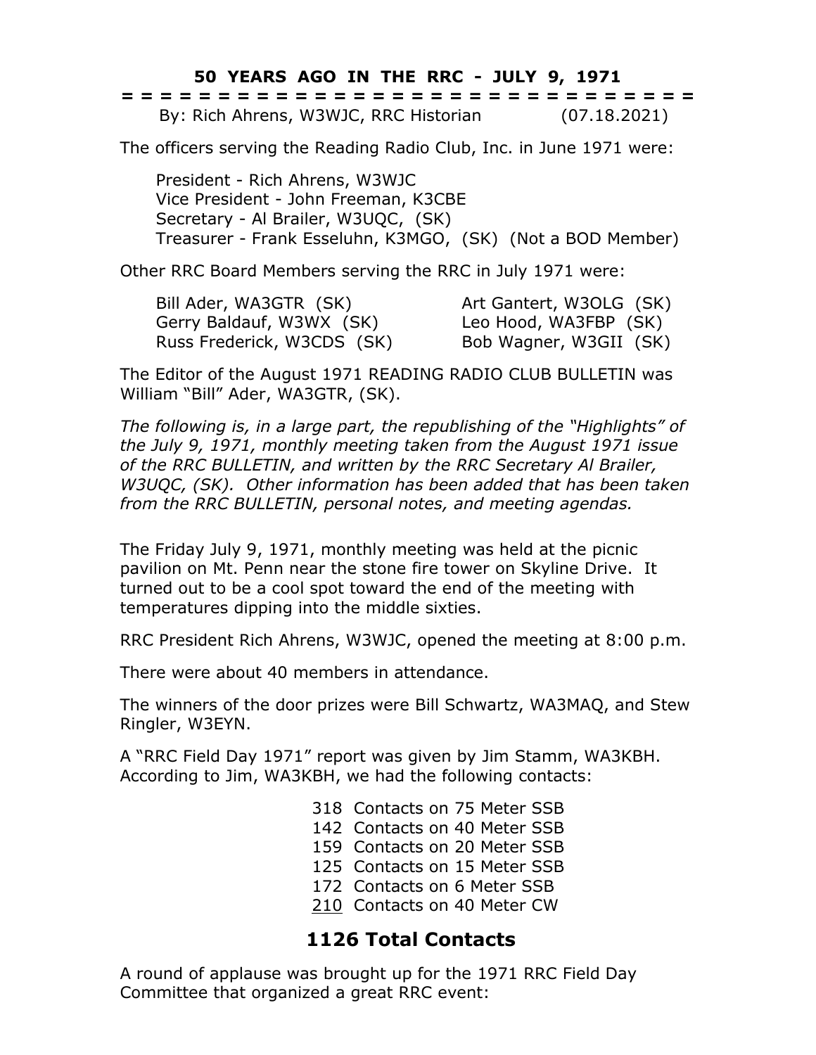**50 YEARS AGO IN THE RRC - JULY 9, 1971**

= = = = = = = = = = = = = = = = = = = = = = = = = = = = = = = = =

By: Rich Ahrens, W3WJC, RRC Historian (07.18.2021)

The officers serving the Reading Radio Club, Inc. in June 1971 were:

President - Rich Ahrens, W3WJC
Vice President - John Freeman, K3CBE
Secretary - Al Brailer, W3UQC, (SK)
Treasurer - Frank Esseluhn, K3MGO, (SK) (Not a BOD Member)

Other RRC Board Members serving the RRC in July 1971 were:

Bill Ader, WA3GTR (SK)
Gerry Baldauf, W3WX (SK)
Russ Frederick, W3CDS (SK)
Art Gantert, W3OLG (SK)
Leo Hood, WA3FBP (SK)
Bob Wagner, W3GII (SK)

The Editor of the August 1971 READING RADIO CLUB BULLETIN was William "Bill" Ader, WA3GTR, (SK).

*The following is, in a large part, the republishing of the "Highlights" of the July 9, 1971, monthly meeting taken from the August 1971 issue of the RRC BULLETIN, and written by the RRC Secretary Al Brailer, W3UQC, (SK). Other information has been added that has been taken from the RRC BULLETIN, personal notes, and meeting agendas.*

The Friday July 9, 1971, monthly meeting was held at the picnic pavilion on Mt. Penn near the stone fire tower on Skyline Drive. It turned out to be a cool spot toward the end of the meeting with temperatures dipping into the middle sixties.

RRC President Rich Ahrens, W3WJC, opened the meeting at 8:00 p.m.

There were about 40 members in attendance.

The winners of the door prizes were Bill Schwartz, WA3MAQ, and Stew Ringler, W3EYN.

A "RRC Field Day 1971" report was given by Jim Stamm, WA3KBH. According to Jim, WA3KBH, we had the following contacts:

318 Contacts on 75 Meter SSB
142 Contacts on 40 Meter SSB
159 Contacts on 20 Meter SSB
125 Contacts on 15 Meter SSB
172 Contacts on 6 Meter SSB
210 Contacts on 40 Meter CW

## 1126 Total Contacts

A round of applause was brought up for the 1971 RRC Field Day Committee that organized a great RRC event: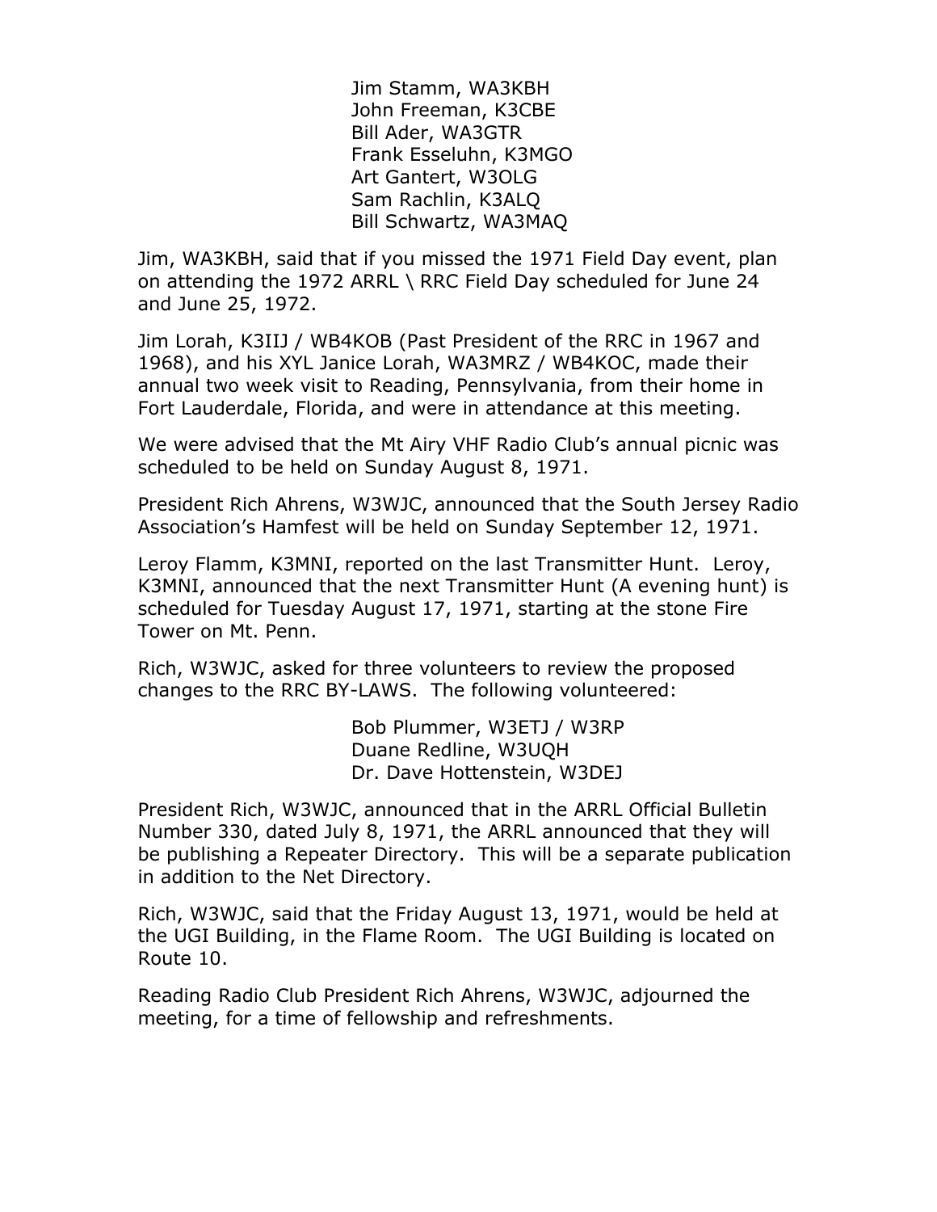Jim Stamm, WA3KBH
John Freeman, K3CBE
Bill Ader, WA3GTR
Frank Esseluhn, K3MGO
Art Gantert, W3OLG
Sam Rachlin, K3ALQ
Bill Schwartz, WA3MAQ

Jim, WA3KBH, said that if you missed the 1971 Field Day event, plan on attending the 1972 ARRL \ RRC Field Day scheduled for June 24 and June 25, 1972.

Jim Lorah, K3IIJ / WB4KOB (Past President of the RRC in 1967 and 1968), and his XYL Janice Lorah, WA3MRZ / WB4KOC, made their annual two week visit to Reading, Pennsylvania, from their home in Fort Lauderdale, Florida, and were in attendance at this meeting.

We were advised that the Mt Airy VHF Radio Club's annual picnic was scheduled to be held on Sunday August 8, 1971.

President Rich Ahrens, W3WJC, announced that the South Jersey Radio Association's Hamfest will be held on Sunday September 12, 1971.

Leroy Flamm, K3MNI, reported on the last Transmitter Hunt. Leroy, K3MNI, announced that the next Transmitter Hunt (A evening hunt) is scheduled for Tuesday August 17, 1971, starting at the stone Fire Tower on Mt. Penn.

Rich, W3WJC, asked for three volunteers to review the proposed changes to the RRC BY-LAWS. The following volunteered:

Bob Plummer, W3ETJ / W3RP
Duane Redline, W3UQH
Dr. Dave Hottenstein, W3DEJ

President Rich, W3WJC, announced that in the ARRL Official Bulletin Number 330, dated July 8, 1971, the ARRL announced that they will be publishing a Repeater Directory. This will be a separate publication in addition to the Net Directory.

Rich, W3WJC, said that the Friday August 13, 1971, would be held at the UGI Building, in the Flame Room. The UGI Building is located on Route 10.

Reading Radio Club President Rich Ahrens, W3WJC, adjourned the meeting, for a time of fellowship and refreshments.